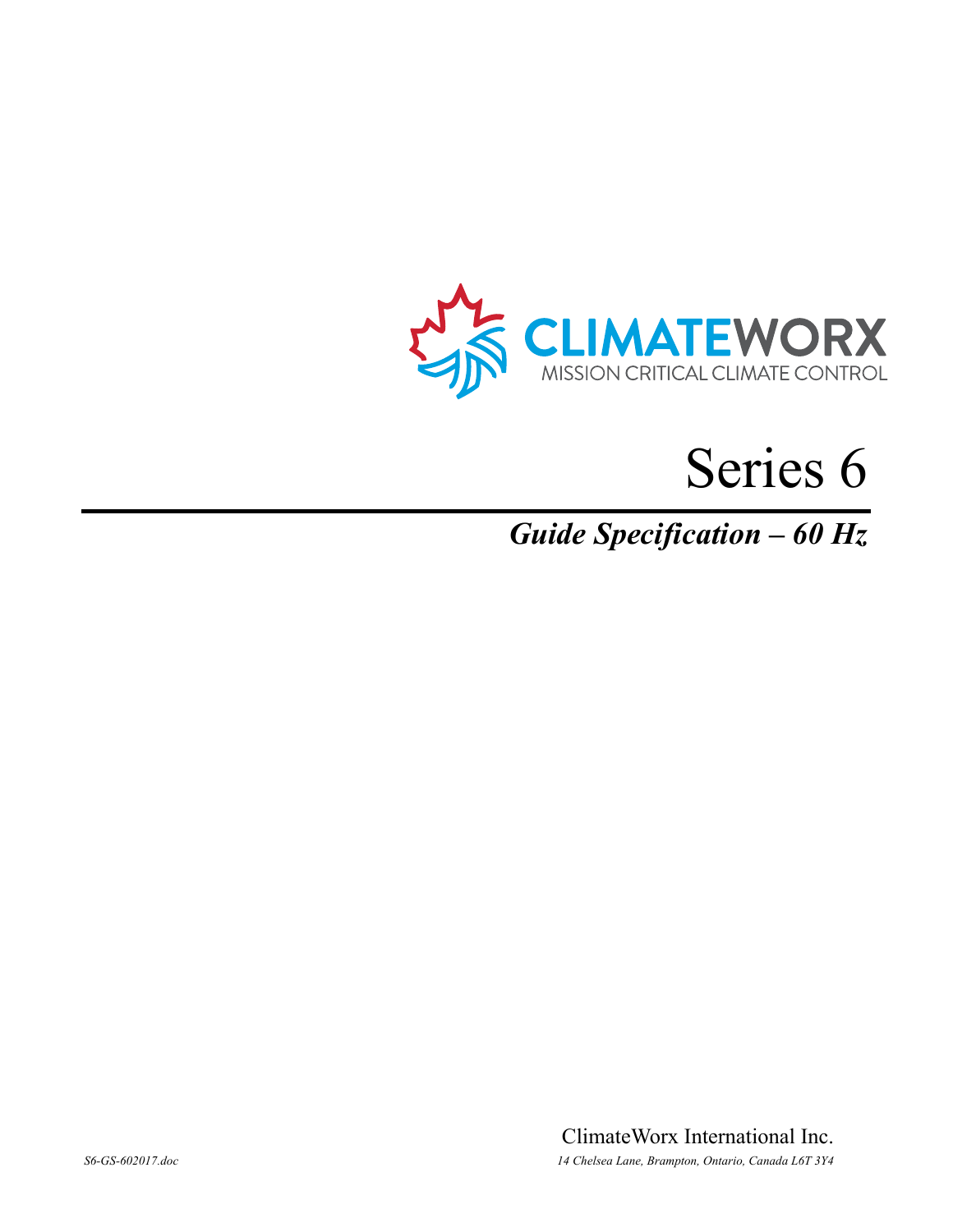CLIMATEWORX

MISSION CRITICAL CLIMATE CONTROL

# Series 6

## *Guide Specification – 60 Hz*

ClimateWorx International Inc.

*S6-GS-602017.doc*

*14 Chelsea Lane, Brampton, Ontario, Canada L6T 3Y4*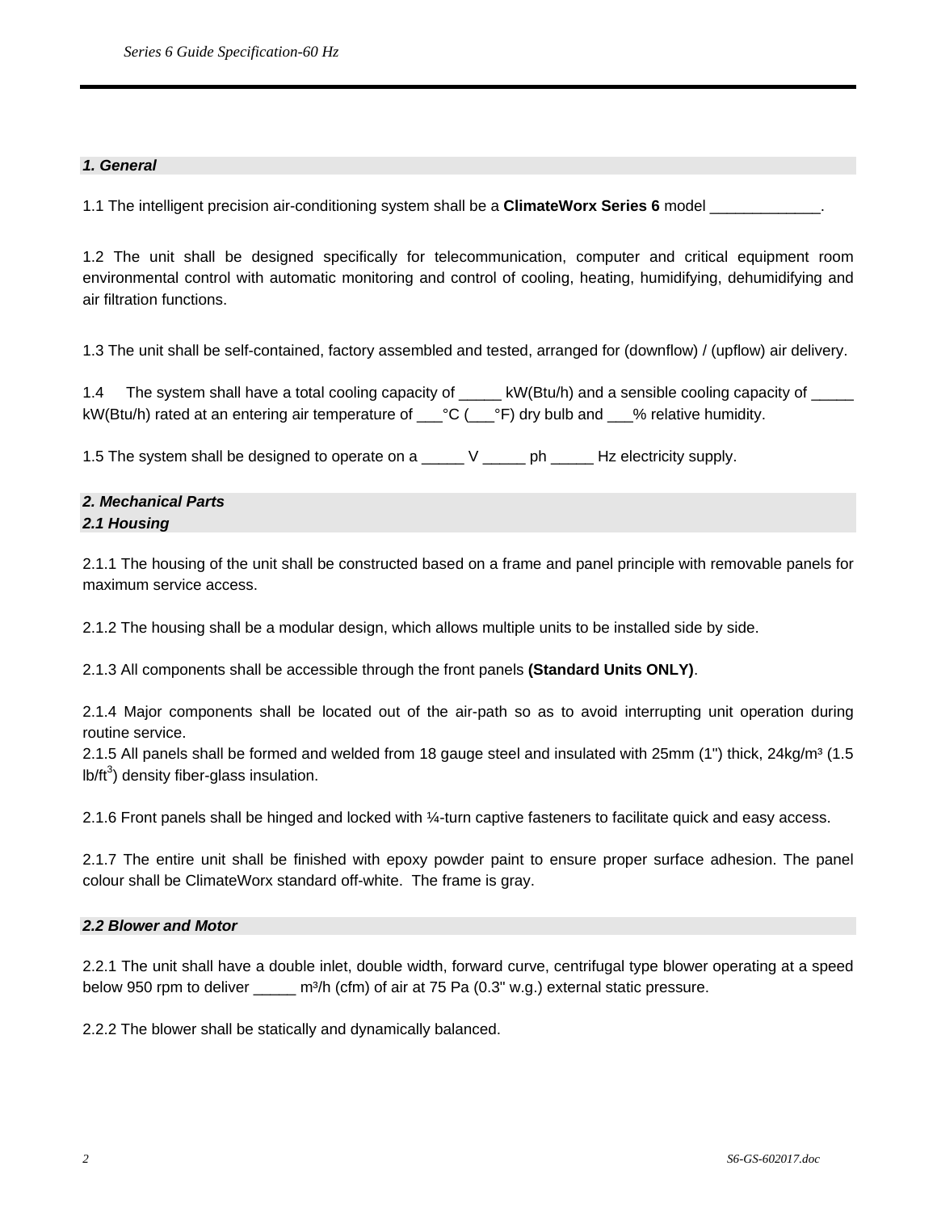## *1. General*

1.1 The intelligent precision air-conditioning system shall be a **ClimateWorx Series 6** model _____________.

1.2 The unit shall be designed specifically for telecommunication, computer and critical equipment room environmental control with automatic monitoring and control of cooling, heating, humidifying, dehumidifying and air filtration functions.

1.3 The unit shall be self-contained, factory assembled and tested, arranged for (downflow) / (upflow) air delivery.

1.4 The system shall have a total cooling capacity of _____ kW(Btu/h) and a sensible cooling capacity of _____ kW(Btu/h) rated at an entering air temperature of ___°C (___°F) dry bulb and ___% relative humidity.

1.5 The system shall be designed to operate on a _____ V _____ ph _____ Hz electricity supply.

## *2. Mechanical Parts*

### *2.1 Housing*

2.1.1 The housing of the unit shall be constructed based on a frame and panel principle with removable panels for maximum service access.

2.1.2 The housing shall be a modular design, which allows multiple units to be installed side by side.

2.1.3 All components shall be accessible through the front panels **(Standard Units ONLY)**.

2.1.4 Major components shall be located out of the air-path so as to avoid interrupting unit operation during routine service.

2.1.5 All panels shall be formed and welded from 18 gauge steel and insulated with 25mm (1") thick, 24kg/m³ (1.5 lb/ft$^3$) density fiber-glass insulation.

2.1.6 Front panels shall be hinged and locked with ¼-turn captive fasteners to facilitate quick and easy access.

2.1.7 The entire unit shall be finished with epoxy powder paint to ensure proper surface adhesion. The panel colour shall be ClimateWorx standard off-white. The frame is gray.

### *2.2 Blower and Motor*

2.2.1 The unit shall have a double inlet, double width, forward curve, centrifugal type blower operating at a speed below 950 rpm to deliver _____ m³/h (cfm) of air at 75 Pa (0.3" w.g.) external static pressure.

2.2.2 The blower shall be statically and dynamically balanced.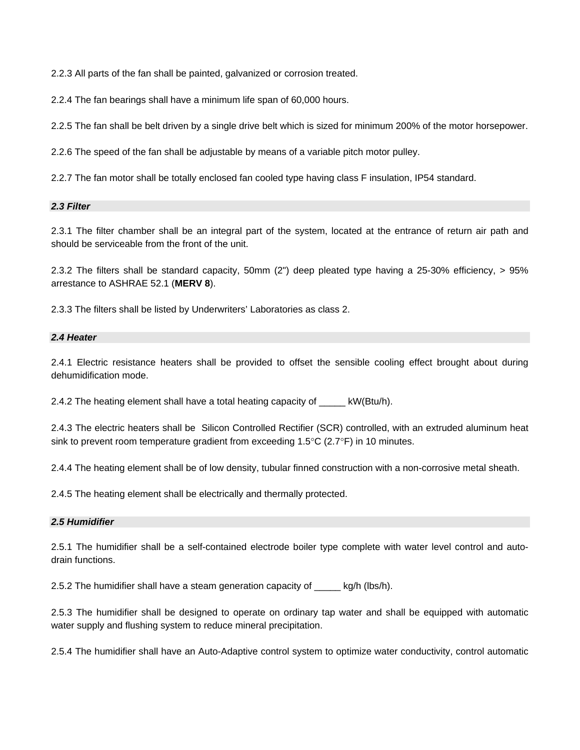2.2.3 All parts of the fan shall be painted, galvanized or corrosion treated.

2.2.4 The fan bearings shall have a minimum life span of 60,000 hours.

2.2.5 The fan shall be belt driven by a single drive belt which is sized for minimum 200% of the motor horsepower.

2.2.6 The speed of the fan shall be adjustable by means of a variable pitch motor pulley.

2.2.7 The fan motor shall be totally enclosed fan cooled type having class F insulation, IP54 standard.

### *2.3 Filter*

2.3.1 The filter chamber shall be an integral part of the system, located at the entrance of return air path and should be serviceable from the front of the unit.

2.3.2 The filters shall be standard capacity, 50mm (2") deep pleated type having a 25-30% efficiency, > 95% arrestance to ASHRAE 52.1 (**MERV 8**).

2.3.3 The filters shall be listed by Underwriters' Laboratories as class 2.

### *2.4 Heater*

2.4.1 Electric resistance heaters shall be provided to offset the sensible cooling effect brought about during dehumidification mode.

2.4.2 The heating element shall have a total heating capacity of _____ kW(Btu/h).

2.4.3 The electric heaters shall be Silicon Controlled Rectifier (SCR) controlled, with an extruded aluminum heat sink to prevent room temperature gradient from exceeding 1.5°C (2.7°F) in 10 minutes.

2.4.4 The heating element shall be of low density, tubular finned construction with a non-corrosive metal sheath.

2.4.5 The heating element shall be electrically and thermally protected.

### *2.5 Humidifier*

2.5.1 The humidifier shall be a self-contained electrode boiler type complete with water level control and auto-drain functions.

2.5.2 The humidifier shall have a steam generation capacity of _____ kg/h (lbs/h).

2.5.3 The humidifier shall be designed to operate on ordinary tap water and shall be equipped with automatic water supply and flushing system to reduce mineral precipitation.

2.5.4 The humidifier shall have an Auto-Adaptive control system to optimize water conductivity, control automatic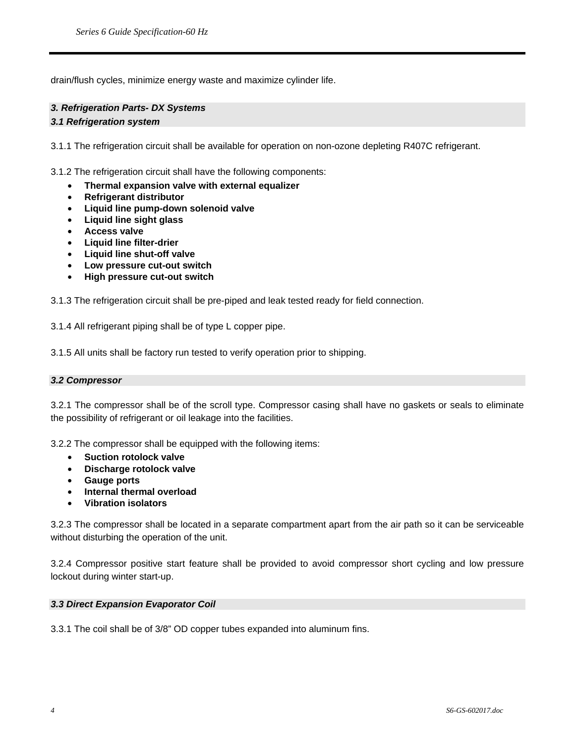drain/flush cycles, minimize energy waste and maximize cylinder life.

### *3. Refrigeration Parts- DX Systems*

### *3.1 Refrigeration system*

3.1.1 The refrigeration circuit shall be available for operation on non-ozone depleting R407C refrigerant.

3.1.2 The refrigeration circuit shall have the following components:

- **Thermal expansion valve with external equalizer**
- **Refrigerant distributor**
- **Liquid line pump-down solenoid valve**
- **Liquid line sight glass**
- **Access valve**
- **Liquid line filter-drier**
- **Liquid line shut-off valve**
- **Low pressure cut-out switch**
- **High pressure cut-out switch**

3.1.3 The refrigeration circuit shall be pre-piped and leak tested ready for field connection.

3.1.4 All refrigerant piping shall be of type L copper pipe.

3.1.5 All units shall be factory run tested to verify operation prior to shipping.

### *3.2 Compressor*

3.2.1 The compressor shall be of the scroll type. Compressor casing shall have no gaskets or seals to eliminate the possibility of refrigerant or oil leakage into the facilities.

3.2.2 The compressor shall be equipped with the following items:

- **Suction rotolock valve**
- **Discharge rotolock valve**
- **Gauge ports**
- **Internal thermal overload**
- **Vibration isolators**

3.2.3 The compressor shall be located in a separate compartment apart from the air path so it can be serviceable without disturbing the operation of the unit.

3.2.4 Compressor positive start feature shall be provided to avoid compressor short cycling and low pressure lockout during winter start-up.

### *3.3 Direct Expansion Evaporator Coil*

3.3.1 The coil shall be of 3/8” OD copper tubes expanded into aluminum fins.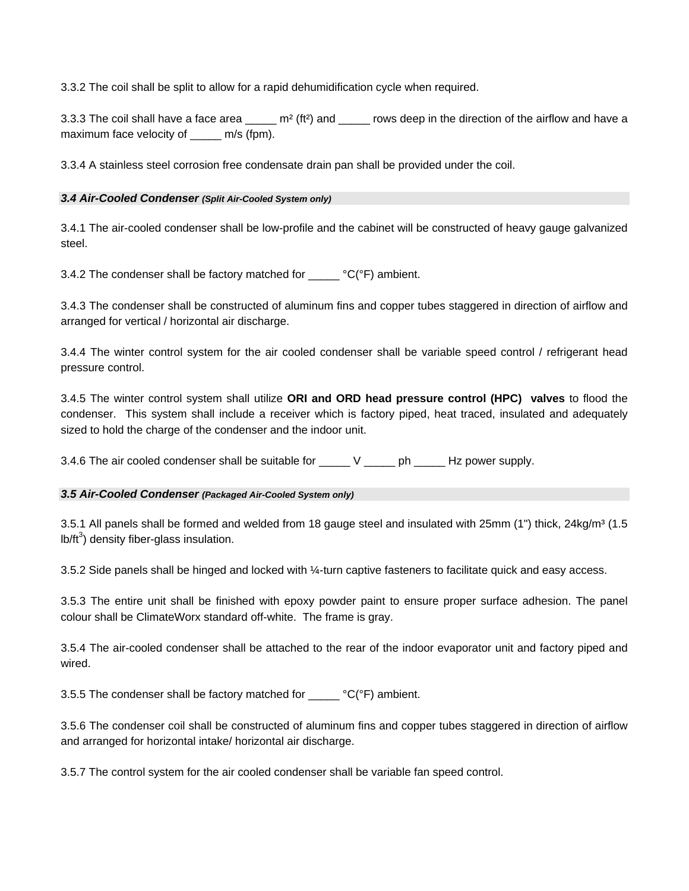3.3.2 The coil shall be split to allow for a rapid dehumidification cycle when required.

3.3.3 The coil shall have a face area _____ m² (ft²) and _____ rows deep in the direction of the airflow and have a maximum face velocity of _____ m/s (fpm).

3.3.4 A stainless steel corrosion free condensate drain pan shall be provided under the coil.

### ***3.4 Air-Cooled Condenser*** *(Split Air-Cooled System only)*

3.4.1 The air-cooled condenser shall be low-profile and the cabinet will be constructed of heavy gauge galvanized steel.

3.4.2 The condenser shall be factory matched for _____ °C(°F) ambient.

3.4.3 The condenser shall be constructed of aluminum fins and copper tubes staggered in direction of airflow and arranged for vertical / horizontal air discharge.

3.4.4 The winter control system for the air cooled condenser shall be variable speed control / refrigerant head pressure control.

3.4.5 The winter control system shall utilize **ORI and ORD head pressure control (HPC) valves** to flood the condenser. This system shall include a receiver which is factory piped, heat traced, insulated and adequately sized to hold the charge of the condenser and the indoor unit.

3.4.6 The air cooled condenser shall be suitable for _____ V _____ ph _____ Hz power supply.

### ***3.5 Air-Cooled Condenser*** *(Packaged Air-Cooled System only)*

3.5.1 All panels shall be formed and welded from 18 gauge steel and insulated with 25mm (1") thick, 24kg/m³ (1.5 lb/ft³) density fiber-glass insulation.

3.5.2 Side panels shall be hinged and locked with ¼-turn captive fasteners to facilitate quick and easy access.

3.5.3 The entire unit shall be finished with epoxy powder paint to ensure proper surface adhesion. The panel colour shall be ClimateWorx standard off-white. The frame is gray.

3.5.4 The air-cooled condenser shall be attached to the rear of the indoor evaporator unit and factory piped and wired.

3.5.5 The condenser shall be factory matched for _____ °C(°F) ambient.

3.5.6 The condenser coil shall be constructed of aluminum fins and copper tubes staggered in direction of airflow and arranged for horizontal intake/ horizontal air discharge.

3.5.7 The control system for the air cooled condenser shall be variable fan speed control.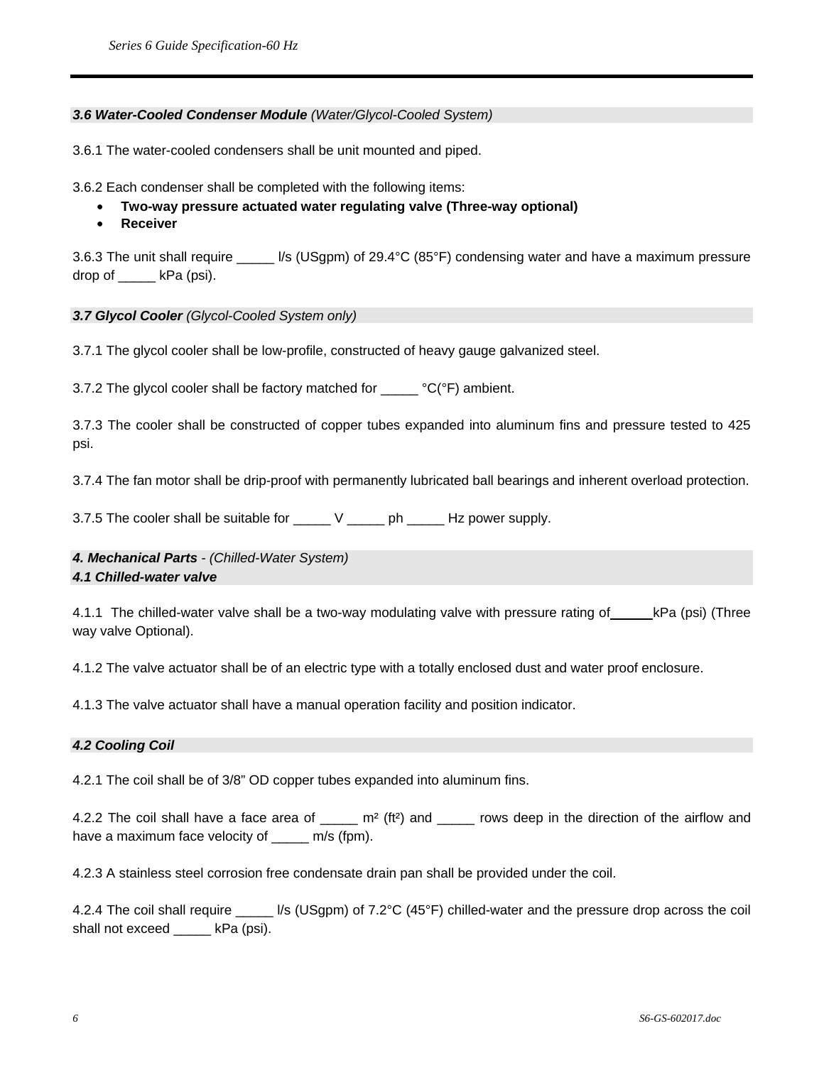### ***3.6 Water-Cooled Condenser Module*** *(Water/Glycol-Cooled System)*

3.6.1 The water-cooled condensers shall be unit mounted and piped.

3.6.2 Each condenser shall be completed with the following items:

- **Two-way pressure actuated water regulating valve (Three-way optional)**
- **Receiver**

3.6.3 The unit shall require _____ l/s (USgpm) of 29.4°C (85°F) condensing water and have a maximum pressure drop of _____ kPa (psi).

### ***3.7 Glycol Cooler*** *(Glycol-Cooled System only)*

3.7.1 The glycol cooler shall be low-profile, constructed of heavy gauge galvanized steel.

3.7.2 The glycol cooler shall be factory matched for _____ °C(°F) ambient.

3.7.3 The cooler shall be constructed of copper tubes expanded into aluminum fins and pressure tested to 425 psi.

3.7.4 The fan motor shall be drip-proof with permanently lubricated ball bearings and inherent overload protection.

3.7.5 The cooler shall be suitable for _____ V _____ ph _____ Hz power supply.

## ***4. Mechanical Parts*** *- (Chilled-Water System)*

### ***4.1 Chilled-water valve***

4.1.1 The chilled-water valve shall be a two-way modulating valve with pressure rating of_____kPa (psi) (Three way valve Optional).

4.1.2 The valve actuator shall be of an electric type with a totally enclosed dust and water proof enclosure.

4.1.3 The valve actuator shall have a manual operation facility and position indicator.

### ***4.2 Cooling Coil***

4.2.1 The coil shall be of 3/8" OD copper tubes expanded into aluminum fins.

4.2.2 The coil shall have a face area of _____ $m^2$ ($ft^2$) and _____ rows deep in the direction of the airflow and have a maximum face velocity of _____ m/s (fpm).

4.2.3 A stainless steel corrosion free condensate drain pan shall be provided under the coil.

4.2.4 The coil shall require _____ l/s (USgpm) of 7.2°C (45°F) chilled-water and the pressure drop across the coil shall not exceed _____ kPa (psi).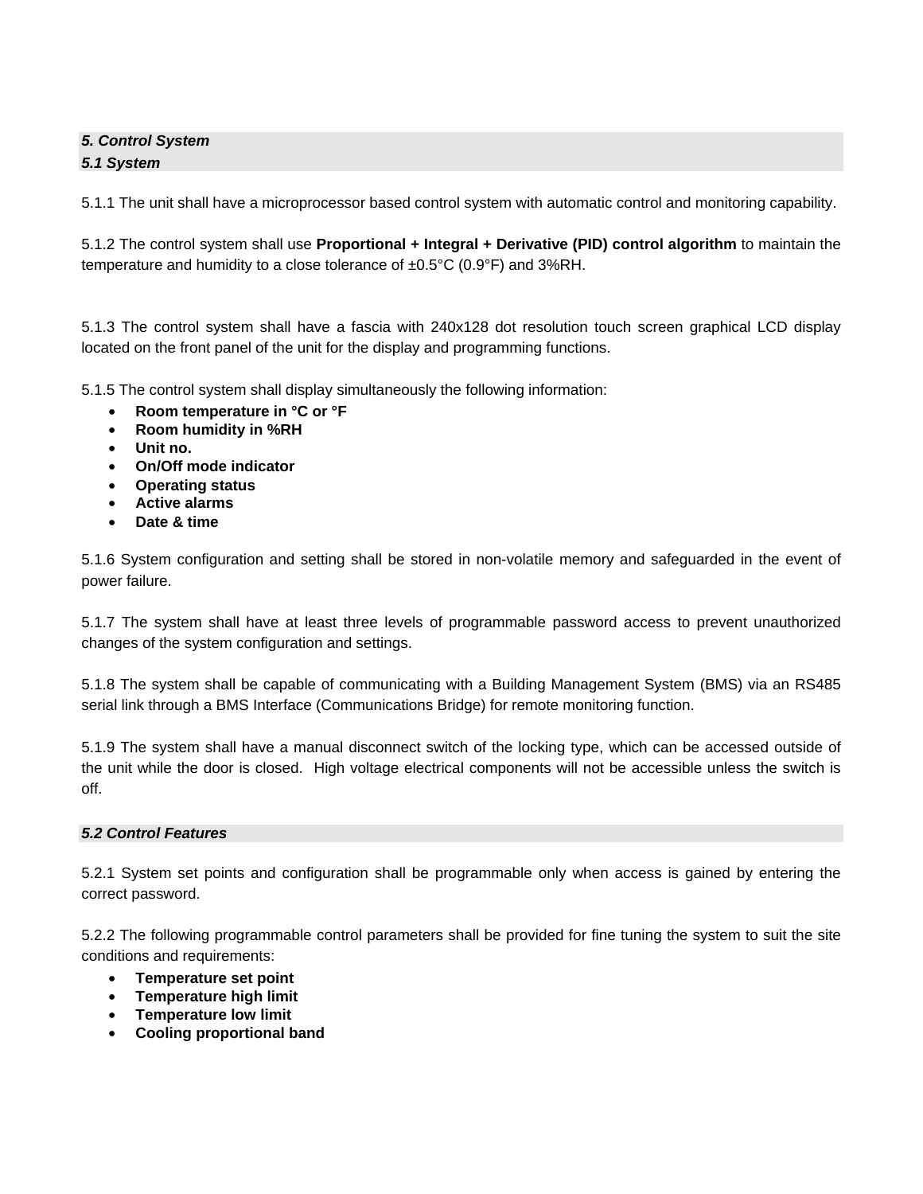## *5. Control System*

### *5.1 System*

5.1.1 The unit shall have a microprocessor based control system with automatic control and monitoring capability.

5.1.2 The control system shall use **Proportional + Integral + Derivative (PID) control algorithm** to maintain the temperature and humidity to a close tolerance of ±0.5°C (0.9°F) and 3%RH.

5.1.3 The control system shall have a fascia with 240x128 dot resolution touch screen graphical LCD display located on the front panel of the unit for the display and programming functions.

5.1.5 The control system shall display simultaneously the following information:

- **Room temperature in °C or °F**
- **Room humidity in %RH**
- **Unit no.**
- **On/Off mode indicator**
- **Operating status**
- **Active alarms**
- **Date & time**

5.1.6 System configuration and setting shall be stored in non-volatile memory and safeguarded in the event of power failure.

5.1.7 The system shall have at least three levels of programmable password access to prevent unauthorized changes of the system configuration and settings.

5.1.8 The system shall be capable of communicating with a Building Management System (BMS) via an RS485 serial link through a BMS Interface (Communications Bridge) for remote monitoring function.

5.1.9 The system shall have a manual disconnect switch of the locking type, which can be accessed outside of the unit while the door is closed. High voltage electrical components will not be accessible unless the switch is off.

### *5.2 Control Features*

5.2.1 System set points and configuration shall be programmable only when access is gained by entering the correct password.

5.2.2 The following programmable control parameters shall be provided for fine tuning the system to suit the site conditions and requirements:

- **Temperature set point**
- **Temperature high limit**
- **Temperature low limit**
- **Cooling proportional band**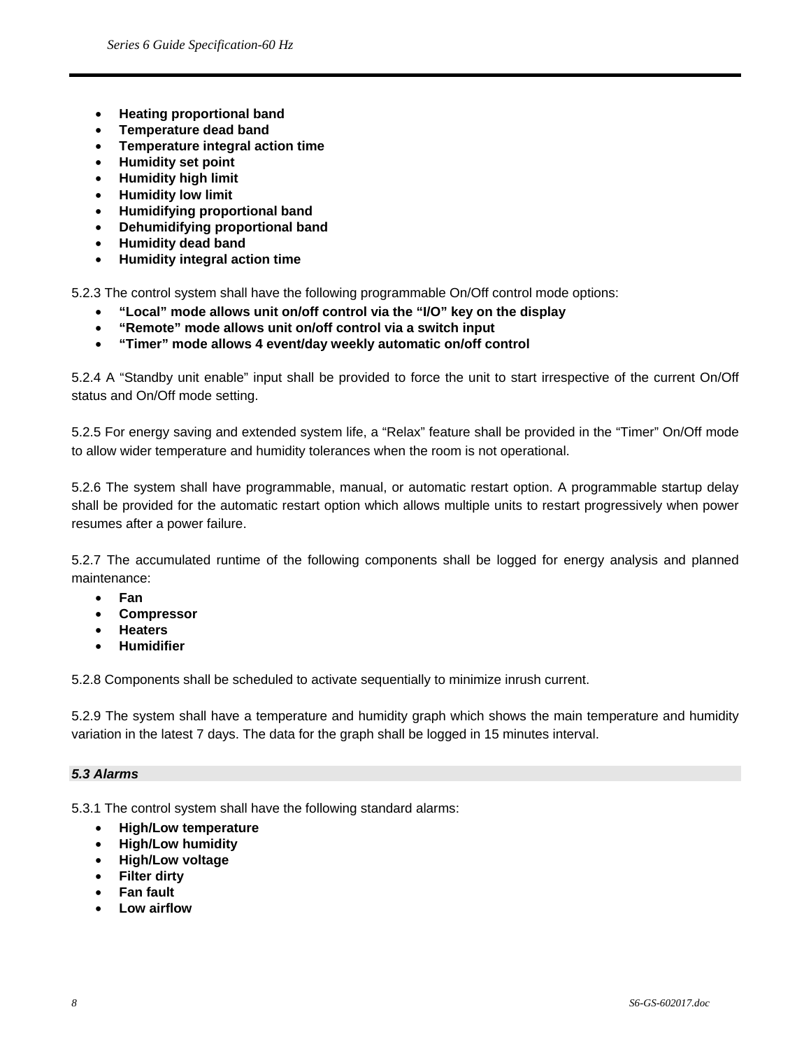- **Heating proportional band**
- **Temperature dead band**
- **Temperature integral action time**
- **Humidity set point**
- **Humidity high limit**
- **Humidity low limit**
- **Humidifying proportional band**
- **Dehumidifying proportional band**
- **Humidity dead band**
- **Humidity integral action time**

5.2.3 The control system shall have the following programmable On/Off control mode options:

- **"Local" mode allows unit on/off control via the "I/O" key on the display**
- **"Remote" mode allows unit on/off control via a switch input**
- **"Timer" mode allows 4 event/day weekly automatic on/off control**

5.2.4 A "Standby unit enable" input shall be provided to force the unit to start irrespective of the current On/Off status and On/Off mode setting.

5.2.5 For energy saving and extended system life, a "Relax" feature shall be provided in the "Timer" On/Off mode to allow wider temperature and humidity tolerances when the room is not operational.

5.2.6 The system shall have programmable, manual, or automatic restart option. A programmable startup delay shall be provided for the automatic restart option which allows multiple units to restart progressively when power resumes after a power failure.

5.2.7 The accumulated runtime of the following components shall be logged for energy analysis and planned maintenance:

- **Fan**
- **Compressor**
- **Heaters**
- **Humidifier**

5.2.8 Components shall be scheduled to activate sequentially to minimize inrush current.

5.2.9 The system shall have a temperature and humidity graph which shows the main temperature and humidity variation in the latest 7 days. The data for the graph shall be logged in 15 minutes interval.

### *5.3 Alarms*

5.3.1 The control system shall have the following standard alarms:

- **High/Low temperature**
- **High/Low humidity**
- **High/Low voltage**
- **Filter dirty**
- **Fan fault**
- **Low airflow**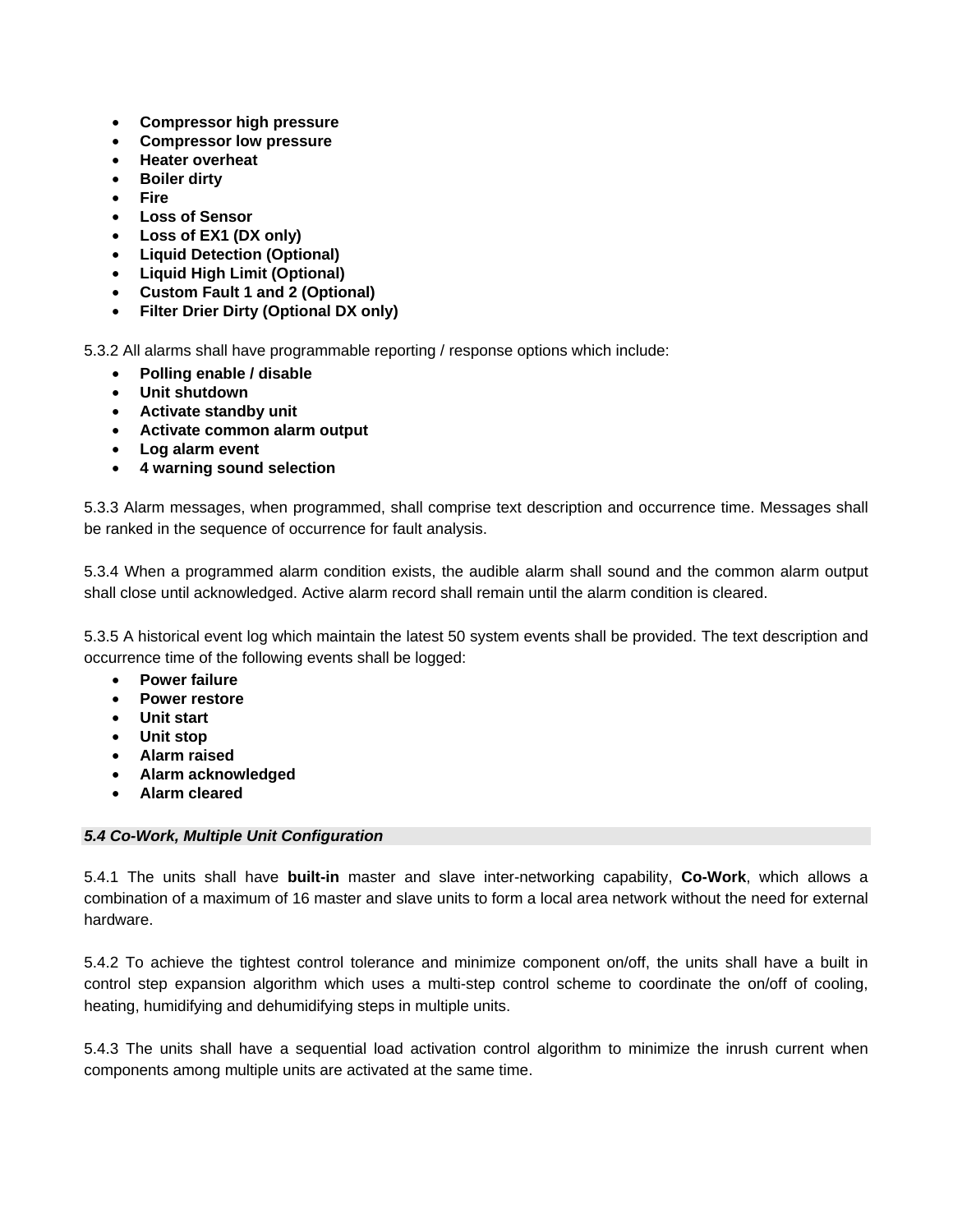- **Compressor high pressure**
- **Compressor low pressure**
- **Heater overheat**
- **Boiler dirty**
- **Fire**
- **Loss of Sensor**
- **Loss of EX1 (DX only)**
- **Liquid Detection (Optional)**
- **Liquid High Limit (Optional)**
- **Custom Fault 1 and 2 (Optional)**
- **Filter Drier Dirty (Optional DX only)**

5.3.2 All alarms shall have programmable reporting / response options which include:

- **Polling enable / disable**
- **Unit shutdown**
- **Activate standby unit**
- **Activate common alarm output**
- **Log alarm event**
- **4 warning sound selection**

5.3.3 Alarm messages, when programmed, shall comprise text description and occurrence time. Messages shall be ranked in the sequence of occurrence for fault analysis.

5.3.4 When a programmed alarm condition exists, the audible alarm shall sound and the common alarm output shall close until acknowledged. Active alarm record shall remain until the alarm condition is cleared.

5.3.5 A historical event log which maintain the latest 50 system events shall be provided. The text description and occurrence time of the following events shall be logged:

- **Power failure**
- **Power restore**
- **Unit start**
- **Unit stop**
- **Alarm raised**
- **Alarm acknowledged**
- **Alarm cleared**

### *5.4 Co-Work, Multiple Unit Configuration*

5.4.1 The units shall have **built-in** master and slave inter-networking capability, **Co-Work**, which allows a combination of a maximum of 16 master and slave units to form a local area network without the need for external hardware.

5.4.2 To achieve the tightest control tolerance and minimize component on/off, the units shall have a built in control step expansion algorithm which uses a multi-step control scheme to coordinate the on/off of cooling, heating, humidifying and dehumidifying steps in multiple units.

5.4.3 The units shall have a sequential load activation control algorithm to minimize the inrush current when components among multiple units are activated at the same time.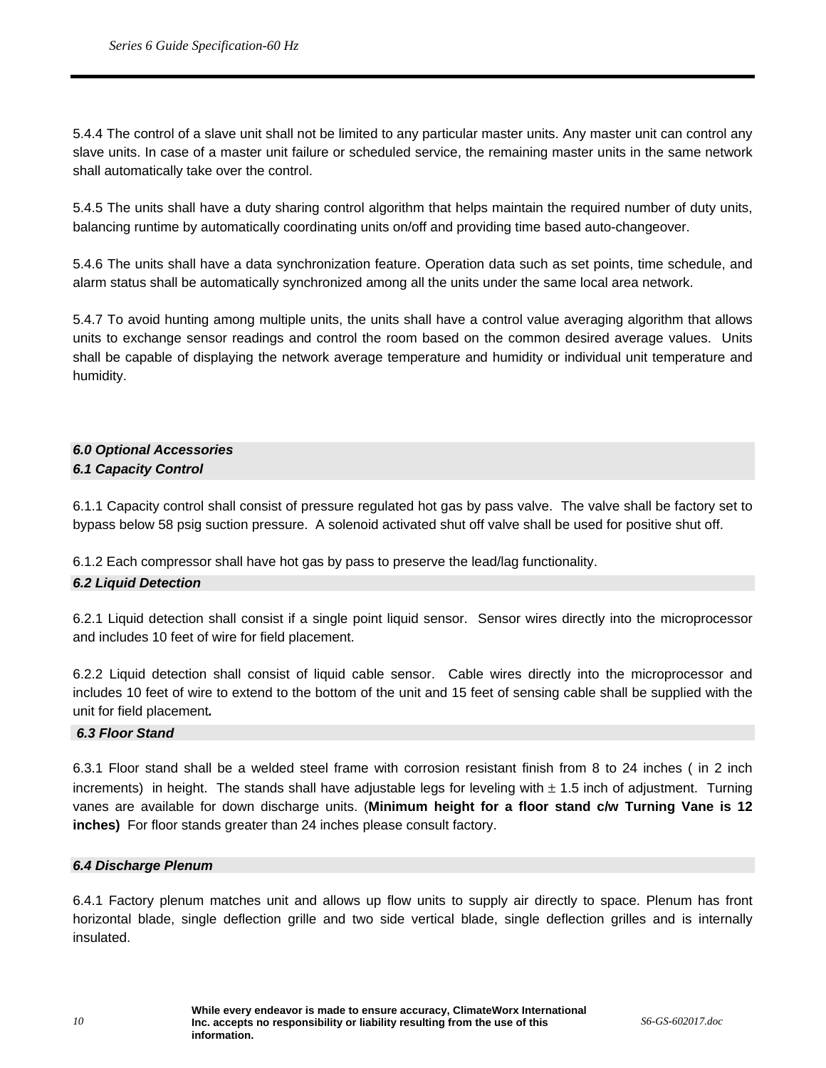5.4.4 The control of a slave unit shall not be limited to any particular master units. Any master unit can control any slave units. In case of a master unit failure or scheduled service, the remaining master units in the same network shall automatically take over the control.

5.4.5 The units shall have a duty sharing control algorithm that helps maintain the required number of duty units, balancing runtime by automatically coordinating units on/off and providing time based auto-changeover.

5.4.6 The units shall have a data synchronization feature. Operation data such as set points, time schedule, and alarm status shall be automatically synchronized among all the units under the same local area network.

5.4.7 To avoid hunting among multiple units, the units shall have a control value averaging algorithm that allows units to exchange sensor readings and control the room based on the common desired average values. Units shall be capable of displaying the network average temperature and humidity or individual unit temperature and humidity.

## *6.0 Optional Accessories*

### *6.1 Capacity Control*

6.1.1 Capacity control shall consist of pressure regulated hot gas by pass valve. The valve shall be factory set to bypass below 58 psig suction pressure. A solenoid activated shut off valve shall be used for positive shut off.

6.1.2 Each compressor shall have hot gas by pass to preserve the lead/lag functionality.

### *6.2 Liquid Detection*

6.2.1 Liquid detection shall consist if a single point liquid sensor. Sensor wires directly into the microprocessor and includes 10 feet of wire for field placement.

6.2.2 Liquid detection shall consist of liquid cable sensor. Cable wires directly into the microprocessor and includes 10 feet of wire to extend to the bottom of the unit and 15 feet of sensing cable shall be supplied with the unit for field placement.

### *6.3 Floor Stand*

6.3.1 Floor stand shall be a welded steel frame with corrosion resistant finish from 8 to 24 inches ( in 2 inch increments) in height. The stands shall have adjustable legs for leveling with ± 1.5 inch of adjustment. Turning vanes are available for down discharge units. (**Minimum height for a floor stand c/w Turning Vane is 12 inches)** For floor stands greater than 24 inches please consult factory.

### *6.4 Discharge Plenum*

6.4.1 Factory plenum matches unit and allows up flow units to supply air directly to space. Plenum has front horizontal blade, single deflection grille and two side vertical blade, single deflection grilles and is internally insulated.

**While every endeavor is made to ensure accuracy, ClimateWorx International Inc. accepts no responsibility or liability resulting from the use of this information.**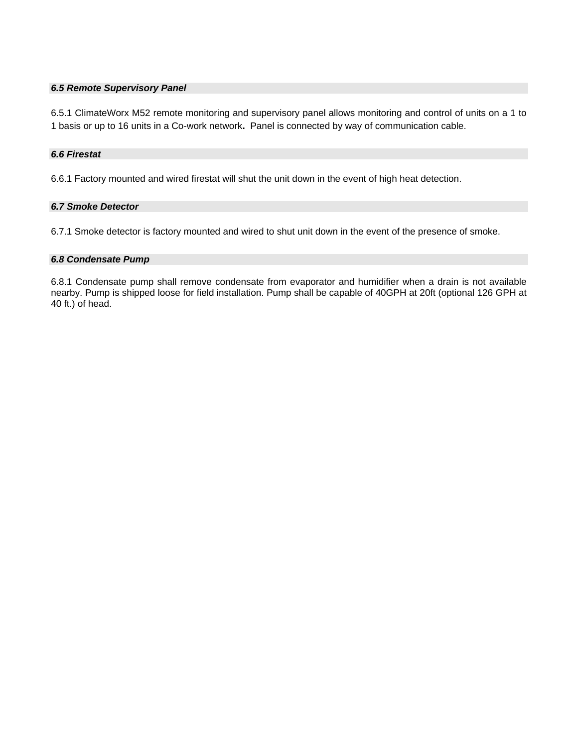### *6.5 Remote Supervisory Panel*

6.5.1 ClimateWorx M52 remote monitoring and supervisory panel allows monitoring and control of units on a 1 to 1 basis or up to 16 units in a Co-work network**.** Panel is connected by way of communication cable.

### *6.6 Firestat*

6.6.1 Factory mounted and wired firestat will shut the unit down in the event of high heat detection.

### *6.7 Smoke Detector*

6.7.1 Smoke detector is factory mounted and wired to shut unit down in the event of the presence of smoke.

### *6.8 Condensate Pump*

6.8.1 Condensate pump shall remove condensate from evaporator and humidifier when a drain is not available nearby. Pump is shipped loose for field installation. Pump shall be capable of 40GPH at 20ft (optional 126 GPH at 40 ft.) of head.